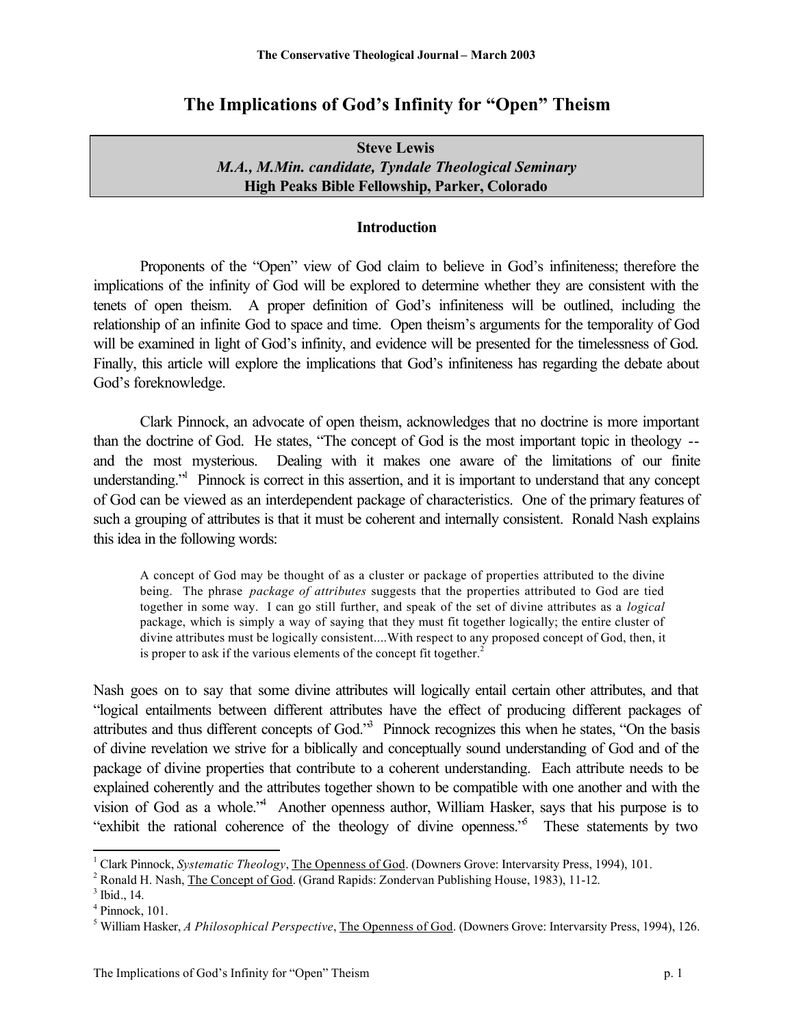# The Implications of God's Infinity for "Open" Theism

**Steve Lewis**
***M.A., M.Min. candidate, Tyndale Theological Seminary***
**High Peaks Bible Fellowship, Parker, Colorado**

## Introduction

Proponents of the "Open" view of God claim to believe in God's infiniteness; therefore the implications of the infinity of God will be explored to determine whether they are consistent with the tenets of open theism. A proper definition of God's infiniteness will be outlined, including the relationship of an infinite God to space and time. Open theism's arguments for the temporality of God will be examined in light of God's infinity, and evidence will be presented for the timelessness of God. Finally, this article will explore the implications that God's infiniteness has regarding the debate about God's foreknowledge.

Clark Pinnock, an advocate of open theism, acknowledges that no doctrine is more important than the doctrine of God. He states, "The concept of God is the most important topic in theology -- and the most mysterious. Dealing with it makes one aware of the limitations of our finite understanding."[1] Pinnock is correct in this assertion, and it is important to understand that any concept of God can be viewed as an interdependent package of characteristics. One of the primary features of such a grouping of attributes is that it must be coherent and internally consistent. Ronald Nash explains this idea in the following words:

> A concept of God may be thought of as a cluster or package of properties attributed to the divine being. The phrase *package of attributes* suggests that the properties attributed to God are tied together in some way. I can go still further, and speak of the set of divine attributes as a *logical* package, which is simply a way of saying that they must fit together logically; the entire cluster of divine attributes must be logically consistent....With respect to any proposed concept of God, then, it is proper to ask if the various elements of the concept fit together.[2]

Nash goes on to say that some divine attributes will logically entail certain other attributes, and that "logical entailments between different attributes have the effect of producing different packages of attributes and thus different concepts of God."[3] Pinnock recognizes this when he states, "On the basis of divine revelation we strive for a biblically and conceptually sound understanding of God and of the package of divine properties that contribute to a coherent understanding. Each attribute needs to be explained coherently and the attributes together shown to be compatible with one another and with the vision of God as a whole."[4] Another openness author, William Hasker, says that his purpose is to "exhibit the rational coherence of the theology of divine openness."[5] These statements by two

---

[1] Clark Pinnock, *Systematic Theology*, The Openness of God. (Downers Grove: Intervarsity Press, 1994), 101.

[2] Ronald H. Nash, The Concept of God. (Grand Rapids: Zondervan Publishing House, 1983), 11-12.

[3] Ibid., 14.

[4] Pinnock, 101.

[5] William Hasker, *A Philosophical Perspective*, The Openness of God. (Downers Grove: Intervarsity Press, 1994), 126.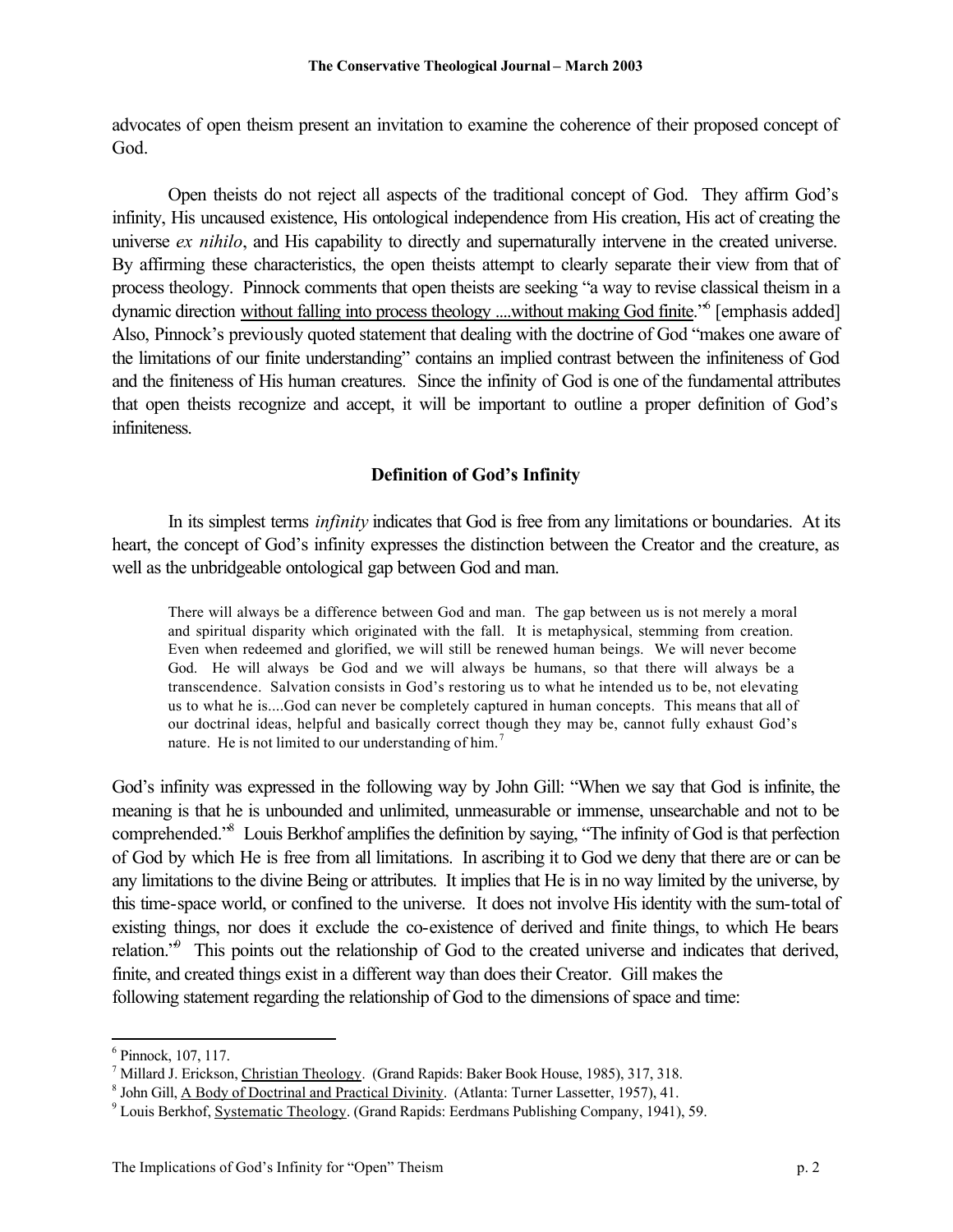advocates of open theism present an invitation to examine the coherence of their proposed concept of God.

Open theists do not reject all aspects of the traditional concept of God. They affirm God's infinity, His uncaused existence, His ontological independence from His creation, His act of creating the universe *ex nihilo*, and His capability to directly and supernaturally intervene in the created universe. By affirming these characteristics, the open theists attempt to clearly separate their view from that of process theology. Pinnock comments that open theists are seeking "a way to revise classical theism in a dynamic direction <u>without falling into process theology ....without making God finite</u>."[6] [emphasis added] Also, Pinnock's previously quoted statement that dealing with the doctrine of God "makes one aware of the limitations of our finite understanding" contains an implied contrast between the infiniteness of God and the finiteness of His human creatures. Since the infinity of God is one of the fundamental attributes that open theists recognize and accept, it will be important to outline a proper definition of God's infiniteness.

### Definition of God's Infinity

In its simplest terms *infinity* indicates that God is free from any limitations or boundaries. At its heart, the concept of God's infinity expresses the distinction between the Creator and the creature, as well as the unbridgeable ontological gap between God and man.

> There will always be a difference between God and man. The gap between us is not merely a moral and spiritual disparity which originated with the fall. It is metaphysical, stemming from creation. Even when redeemed and glorified, we will still be renewed human beings. We will never become God. He will always be God and we will always be humans, so that there will always be a transcendence. Salvation consists in God's restoring us to what he intended us to be, not elevating us to what he is....God can never be completely captured in human concepts. This means that all of our doctrinal ideas, helpful and basically correct though they may be, cannot fully exhaust God's nature. He is not limited to our understanding of him.[7]

God's infinity was expressed in the following way by John Gill: "When we say that God is infinite, the meaning is that he is unbounded and unlimited, unmeasurable or immense, unsearchable and not to be comprehended."[8] Louis Berkhof amplifies the definition by saying, "The infinity of God is that perfection of God by which He is free from all limitations. In ascribing it to God we deny that there are or can be any limitations to the divine Being or attributes. It implies that He is in no way limited by the universe, by this time-space world, or confined to the universe. It does not involve His identity with the sum-total of existing things, nor does it exclude the co-existence of derived and finite things, to which He bears relation."[9] This points out the relationship of God to the created universe and indicates that derived, finite, and created things exist in a different way than does their Creator. Gill makes the following statement regarding the relationship of God to the dimensions of space and time:

---

[6] Pinnock, 107, 117.

[7] Millard J. Erickson, <u>Christian Theology</u>. (Grand Rapids: Baker Book House, 1985), 317, 318.

[8] John Gill, <u>A Body of Doctrinal and Practical Divinity</u>. (Atlanta: Turner Lassetter, 1957), 41.

[9] Louis Berkhof, <u>Systematic Theology</u>. (Grand Rapids: Eerdmans Publishing Company, 1941), 59.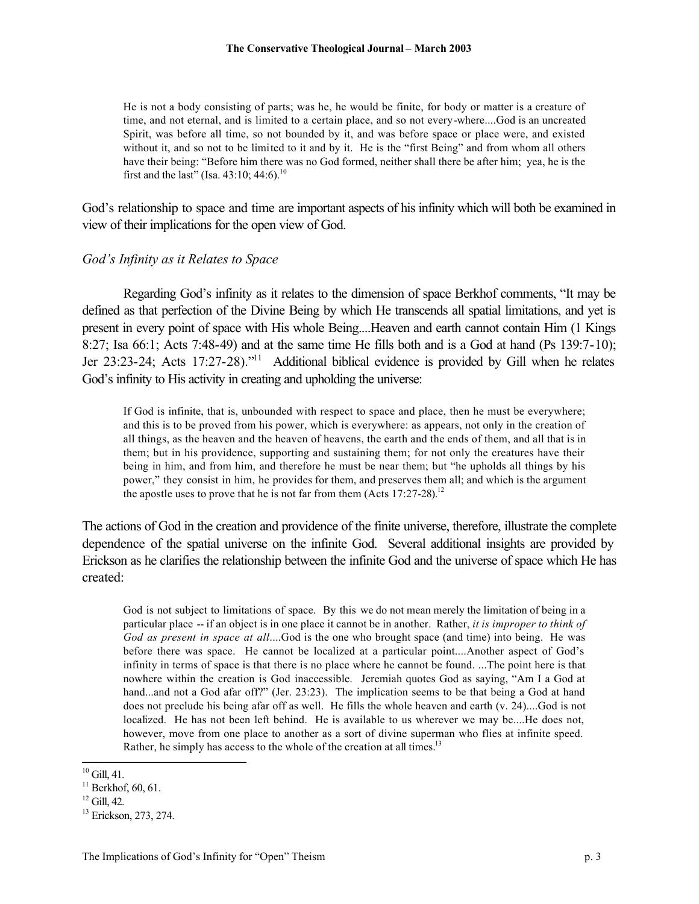> He is not a body consisting of parts; was he, he would be finite, for body or matter is a creature of time, and not eternal, and is limited to a certain place, and so not every-where....God is an uncreated Spirit, was before all time, so not bounded by it, and was before space or place were, and existed without it, and so not to be limited to it and by it. He is the "first Being" and from whom all others have their being: "Before him there was no God formed, neither shall there be after him; yea, he is the first and the last" (Isa. 43:10; 44:6).[10]

God's relationship to space and time are important aspects of his infinity which will both be examined in view of their implications for the open view of God.

*God's Infinity as it Relates to Space*

Regarding God's infinity as it relates to the dimension of space Berkhof comments, "It may be defined as that perfection of the Divine Being by which He transcends all spatial limitations, and yet is present in every point of space with His whole Being....Heaven and earth cannot contain Him (1 Kings 8:27; Isa 66:1; Acts 7:48-49) and at the same time He fills both and is a God at hand (Ps 139:7-10); Jer 23:23-24; Acts 17:27-28)."[11] Additional biblical evidence is provided by Gill when he relates God's infinity to His activity in creating and upholding the universe:

> If God is infinite, that is, unbounded with respect to space and place, then he must be everywhere; and this is to be proved from his power, which is everywhere: as appears, not only in the creation of all things, as the heaven and the heaven of heavens, the earth and the ends of them, and all that is in them; but in his providence, supporting and sustaining them; for not only the creatures have their being in him, and from him, and therefore he must be near them; but "he upholds all things by his power," they consist in him, he provides for them, and preserves them all; and which is the argument the apostle uses to prove that he is not far from them (Acts 17:27-28).[12]

The actions of God in the creation and providence of the finite universe, therefore, illustrate the complete dependence of the spatial universe on the infinite God. Several additional insights are provided by Erickson as he clarifies the relationship between the infinite God and the universe of space which He has created:

> God is not subject to limitations of space. By this we do not mean merely the limitation of being in a particular place -- if an object is in one place it cannot be in another. Rather, *it is improper to think of God as present in space at all*....God is the one who brought space (and time) into being. He was before there was space. He cannot be localized at a particular point....Another aspect of God's infinity in terms of space is that there is no place where he cannot be found. ...The point here is that nowhere within the creation is God inaccessible. Jeremiah quotes God as saying, "Am I a God at hand...and not a God afar off?" (Jer. 23:23). The implication seems to be that being a God at hand does not preclude his being afar off as well. He fills the whole heaven and earth (v. 24)....God is not localized. He has not been left behind. He is available to us wherever we may be....He does not, however, move from one place to another as a sort of divine superman who flies at infinite speed. Rather, he simply has access to the whole of the creation at all times.[13]

---

[10] Gill, 41.
[11] Berkhof, 60, 61.
[12] Gill, 42.
[13] Erickson, 273, 274.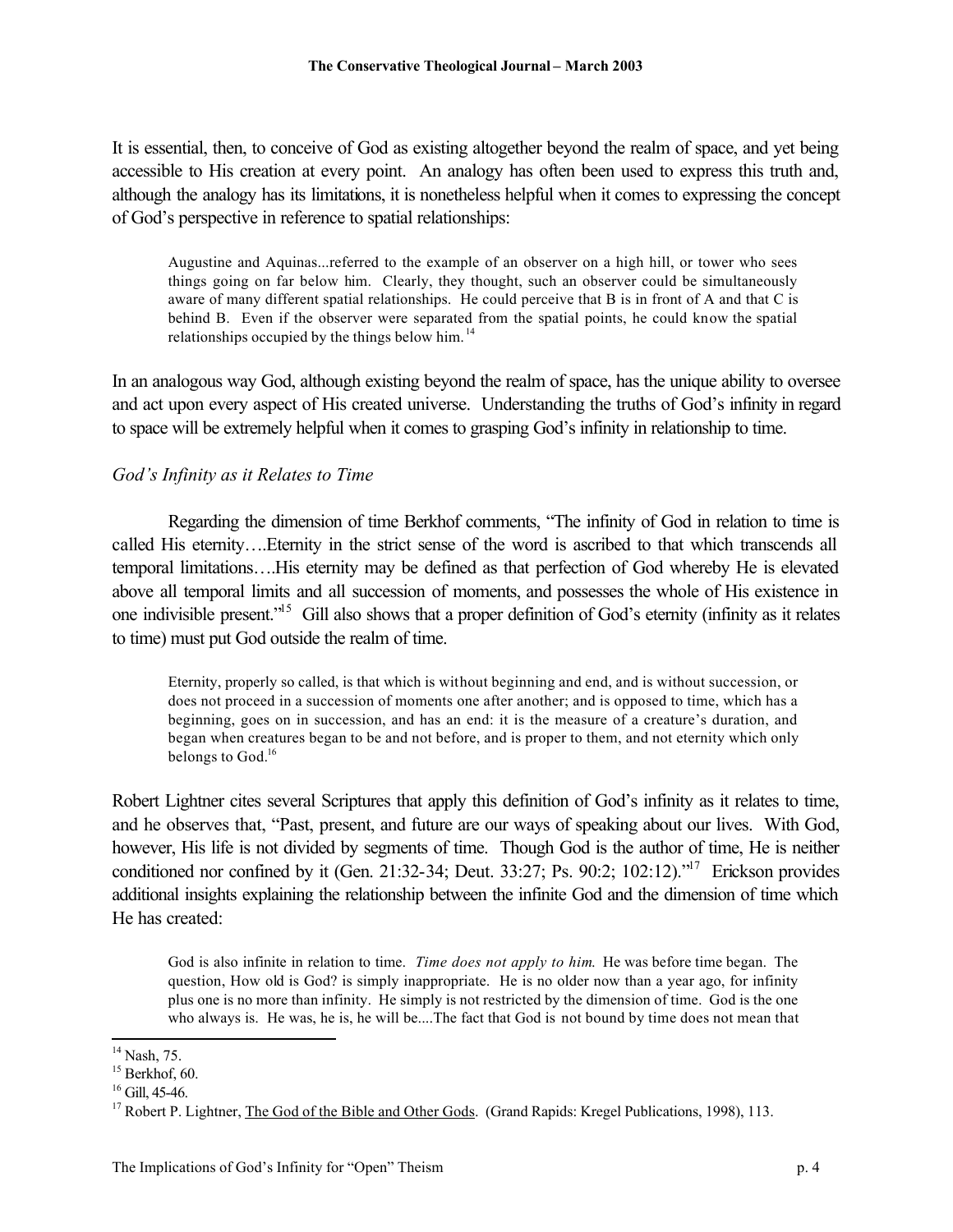It is essential, then, to conceive of God as existing altogether beyond the realm of space, and yet being accessible to His creation at every point. An analogy has often been used to express this truth and, although the analogy has its limitations, it is nonetheless helpful when it comes to expressing the concept of God's perspective in reference to spatial relationships:

> Augustine and Aquinas...referred to the example of an observer on a high hill, or tower who sees things going on far below him. Clearly, they thought, such an observer could be simultaneously aware of many different spatial relationships. He could perceive that B is in front of A and that C is behind B. Even if the observer were separated from the spatial points, he could know the spatial relationships occupied by the things below him.[14]

In an analogous way God, although existing beyond the realm of space, has the unique ability to oversee and act upon every aspect of His created universe. Understanding the truths of God's infinity in regard to space will be extremely helpful when it comes to grasping God's infinity in relationship to time.

*God's Infinity as it Relates to Time*

Regarding the dimension of time Berkhof comments, "The infinity of God in relation to time is called His eternity….Eternity in the strict sense of the word is ascribed to that which transcends all temporal limitations….His eternity may be defined as that perfection of God whereby He is elevated above all temporal limits and all succession of moments, and possesses the whole of His existence in one indivisible present."[15] Gill also shows that a proper definition of God's eternity (infinity as it relates to time) must put God outside the realm of time.

> Eternity, properly so called, is that which is without beginning and end, and is without succession, or does not proceed in a succession of moments one after another; and is opposed to time, which has a beginning, goes on in succession, and has an end: it is the measure of a creature's duration, and began when creatures began to be and not before, and is proper to them, and not eternity which only belongs to God.[16]

Robert Lightner cites several Scriptures that apply this definition of God's infinity as it relates to time, and he observes that, "Past, present, and future are our ways of speaking about our lives. With God, however, His life is not divided by segments of time. Though God is the author of time, He is neither conditioned nor confined by it (Gen. 21:32-34; Deut. 33:27; Ps. 90:2; 102:12)."[17] Erickson provides additional insights explaining the relationship between the infinite God and the dimension of time which He has created:

> God is also infinite in relation to time. *Time does not apply to him.* He was before time began. The question, How old is God? is simply inappropriate. He is no older now than a year ago, for infinity plus one is no more than infinity. He simply is not restricted by the dimension of time. God is the one who always is. He was, he is, he will be....The fact that God is not bound by time does not mean that

---

[14] Nash, 75.

[15] Berkhof, 60.

[16] Gill, 45-46.

[17] Robert P. Lightner, The God of the Bible and Other Gods. (Grand Rapids: Kregel Publications, 1998), 113.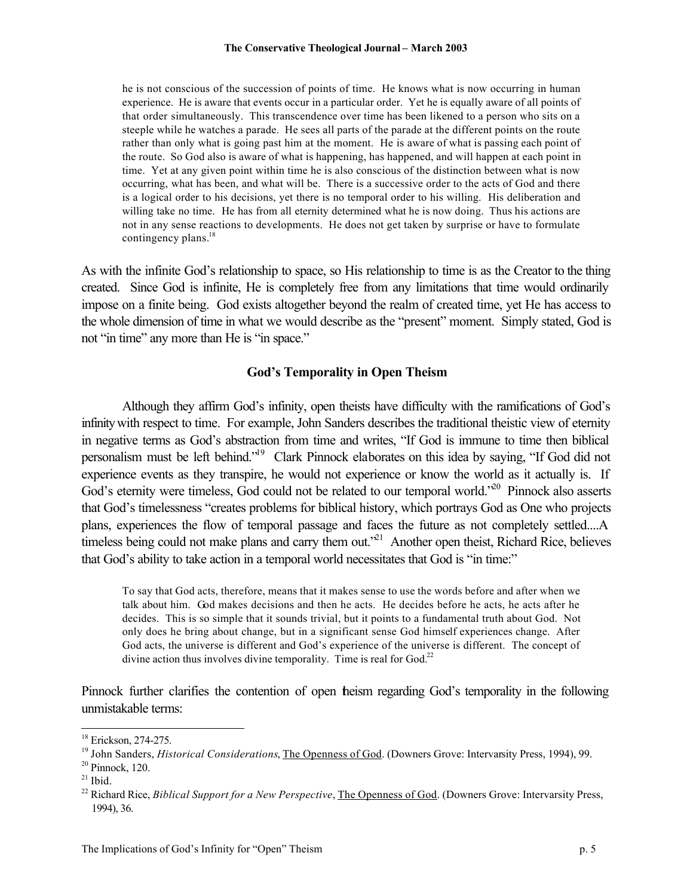> he is not conscious of the succession of points of time. He knows what is now occurring in human experience. He is aware that events occur in a particular order. Yet he is equally aware of all points of that order simultaneously. This transcendence over time has been likened to a person who sits on a steeple while he watches a parade. He sees all parts of the parade at the different points on the route rather than only what is going past him at the moment. He is aware of what is passing each point of the route. So God also is aware of what is happening, has happened, and will happen at each point in time. Yet at any given point within time he is also conscious of the distinction between what is now occurring, what has been, and what will be. There is a successive order to the acts of God and there is a logical order to his decisions, yet there is no temporal order to his willing. His deliberation and willing take no time. He has from all eternity determined what he is now doing. Thus his actions are not in any sense reactions to developments. He does not get taken by surprise or have to formulate contingency plans.[18]

As with the infinite God's relationship to space, so His relationship to time is as the Creator to the thing created. Since God is infinite, He is completely free from any limitations that time would ordinarily impose on a finite being. God exists altogether beyond the realm of created time, yet He has access to the whole dimension of time in what we would describe as the "present" moment. Simply stated, God is not "in time" any more than He is "in space."

## God's Temporality in Open Theism

Although they affirm God's infinity, open theists have difficulty with the ramifications of God's infinity with respect to time. For example, John Sanders describes the traditional theistic view of eternity in negative terms as God's abstraction from time and writes, "If God is immune to time then biblical personalism must be left behind."[19] Clark Pinnock elaborates on this idea by saying, "If God did not experience events as they transpire, he would not experience or know the world as it actually is. If God's eternity were timeless, God could not be related to our temporal world."[20] Pinnock also asserts that God's timelessness "creates problems for biblical history, which portrays God as One who projects plans, experiences the flow of temporal passage and faces the future as not completely settled....A timeless being could not make plans and carry them out."[21] Another open theist, Richard Rice, believes that God's ability to take action in a temporal world necessitates that God is "in time:"

> To say that God acts, therefore, means that it makes sense to use the words before and after when we talk about him. God makes decisions and then he acts. He decides before he acts, he acts after he decides. This is so simple that it sounds trivial, but it points to a fundamental truth about God. Not only does he bring about change, but in a significant sense God himself experiences change. After God acts, the universe is different and God's experience of the universe is different. The concept of divine action thus involves divine temporality. Time is real for God.[22]

Pinnock further clarifies the contention of open theism regarding God's temporality in the following unmistakable terms:

---

[18] Erickson, 274-275.

[19] John Sanders, *Historical Considerations*, The Openness of God. (Downers Grove: Intervarsity Press, 1994), 99.

[20] Pinnock, 120.

[21] Ibid.

[22] Richard Rice, *Biblical Support for a New Perspective*, The Openness of God. (Downers Grove: Intervarsity Press, 1994), 36.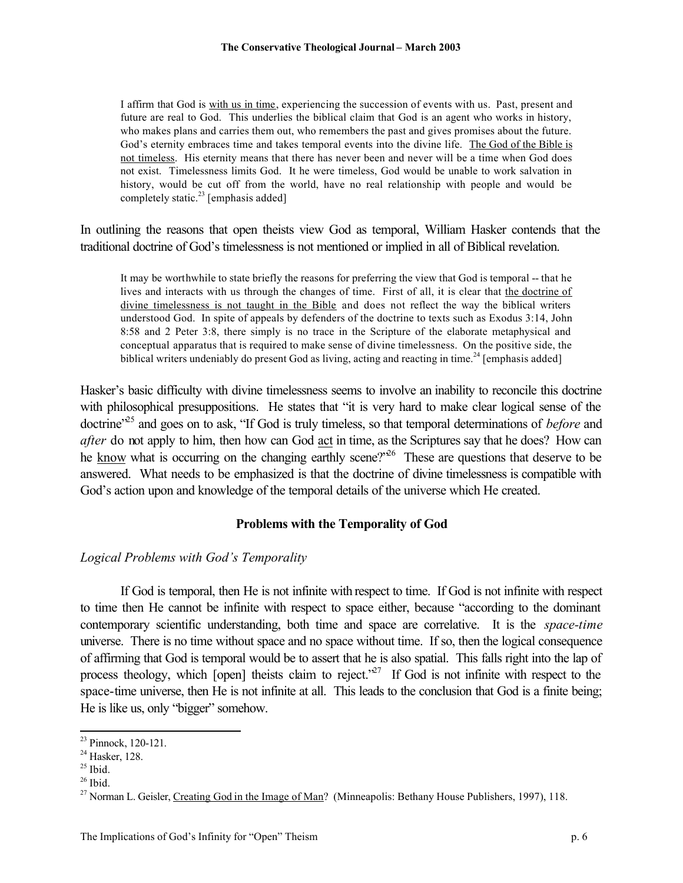> I affirm that God is <u>with us in time</u>, experiencing the succession of events with us. Past, present and future are real to God. This underlies the biblical claim that God is an agent who works in history, who makes plans and carries them out, who remembers the past and gives promises about the future. God's eternity embraces time and takes temporal events into the divine life. <u>The God of the Bible is not timeless</u>. His eternity means that there has never been and never will be a time when God does not exist. Timelessness limits God. It he were timeless, God would be unable to work salvation in history, would be cut off from the world, have no real relationship with people and would be completely static.[23] [emphasis added]

In outlining the reasons that open theists view God as temporal, William Hasker contends that the traditional doctrine of God's timelessness is not mentioned or implied in all of Biblical revelation.

> It may be worthwhile to state briefly the reasons for preferring the view that God is temporal -- that he lives and interacts with us through the changes of time. First of all, it is clear that <u>the doctrine of divine timelessness is not taught in the Bible</u> and does not reflect the way the biblical writers understood God. In spite of appeals by defenders of the doctrine to texts such as Exodus 3:14, John 8:58 and 2 Peter 3:8, there simply is no trace in the Scripture of the elaborate metaphysical and conceptual apparatus that is required to make sense of divine timelessness. On the positive side, the biblical writers undeniably do present God as living, acting and reacting in time.[24] [emphasis added]

Hasker's basic difficulty with divine timelessness seems to involve an inability to reconcile this doctrine with philosophical presuppositions. He states that "it is very hard to make clear logical sense of the doctrine"[25] and goes on to ask, "If God is truly timeless, so that temporal determinations of *before* and *after* do not apply to him, then how can God <u>act</u> in time, as the Scriptures say that he does? How can he <u>know</u> what is occurring on the changing earthly scene?"[26] These are questions that deserve to be answered. What needs to be emphasized is that the doctrine of divine timelessness is compatible with God's action upon and knowledge of the temporal details of the universe which He created.

### Problems with the Temporality of God

*Logical Problems with God's Temporality*

If God is temporal, then He is not infinite with respect to time. If God is not infinite with respect to time then He cannot be infinite with respect to space either, because "according to the dominant contemporary scientific understanding, both time and space are correlative. It is the *space-time* universe. There is no time without space and no space without time. If so, then the logical consequence of affirming that God is temporal would be to assert that he is also spatial. This falls right into the lap of process theology, which [open] theists claim to reject."[27] If God is not infinite with respect to the space-time universe, then He is not infinite at all. This leads to the conclusion that God is a finite being; He is like us, only "bigger" somehow.

---

[23] Pinnock, 120-121.

[24] Hasker, 128.

[25] Ibid.

[26] Ibid.

[27] Norman L. Geisler, <u>Creating God in the Image of Man</u>? (Minneapolis: Bethany House Publishers, 1997), 118.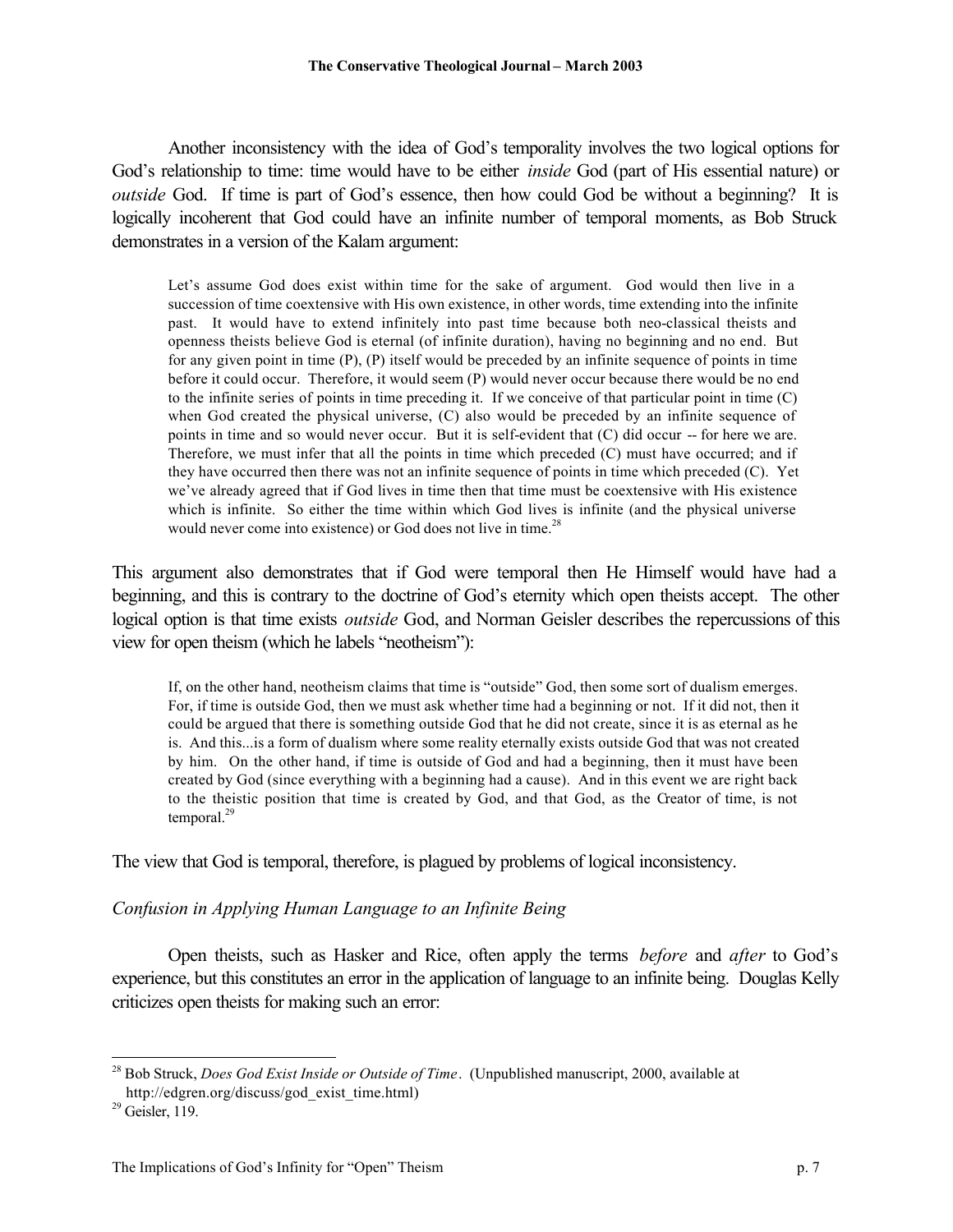Another inconsistency with the idea of God's temporality involves the two logical options for God's relationship to time: time would have to be either *inside* God (part of His essential nature) or *outside* God. If time is part of God's essence, then how could God be without a beginning? It is logically incoherent that God could have an infinite number of temporal moments, as Bob Struck demonstrates in a version of the Kalam argument:

> Let's assume God does exist within time for the sake of argument. God would then live in a succession of time coextensive with His own existence, in other words, time extending into the infinite past. It would have to extend infinitely into past time because both neo-classical theists and openness theists believe God is eternal (of infinite duration), having no beginning and no end. But for any given point in time (P), (P) itself would be preceded by an infinite sequence of points in time before it could occur. Therefore, it would seem (P) would never occur because there would be no end to the infinite series of points in time preceding it. If we conceive of that particular point in time (C) when God created the physical universe, (C) also would be preceded by an infinite sequence of points in time and so would never occur. But it is self-evident that (C) did occur -- for here we are. Therefore, we must infer that all the points in time which preceded (C) must have occurred; and if they have occurred then there was not an infinite sequence of points in time which preceded (C). Yet we've already agreed that if God lives in time then that time must be coextensive with His existence which is infinite. So either the time within which God lives is infinite (and the physical universe would never come into existence) or God does not live in time.[28]

This argument also demonstrates that if God were temporal then He Himself would have had a beginning, and this is contrary to the doctrine of God's eternity which open theists accept. The other logical option is that time exists *outside* God, and Norman Geisler describes the repercussions of this view for open theism (which he labels "neotheism"):

> If, on the other hand, neotheism claims that time is "outside" God, then some sort of dualism emerges. For, if time is outside God, then we must ask whether time had a beginning or not. If it did not, then it could be argued that there is something outside God that he did not create, since it is as eternal as he is. And this...is a form of dualism where some reality eternally exists outside God that was not created by him. On the other hand, if time is outside of God and had a beginning, then it must have been created by God (since everything with a beginning had a cause). And in this event we are right back to the theistic position that time is created by God, and that God, as the Creator of time, is not temporal.[29]

The view that God is temporal, therefore, is plagued by problems of logical inconsistency.

### *Confusion in Applying Human Language to an Infinite Being*

Open theists, such as Hasker and Rice, often apply the terms *before* and *after* to God's experience, but this constitutes an error in the application of language to an infinite being. Douglas Kelly criticizes open theists for making such an error:

---

[28] Bob Struck, *Does God Exist Inside or Outside of Time*. (Unpublished manuscript, 2000, available at http://edgren.org/discuss/god_exist_time.html)

[29] Geisler, 119.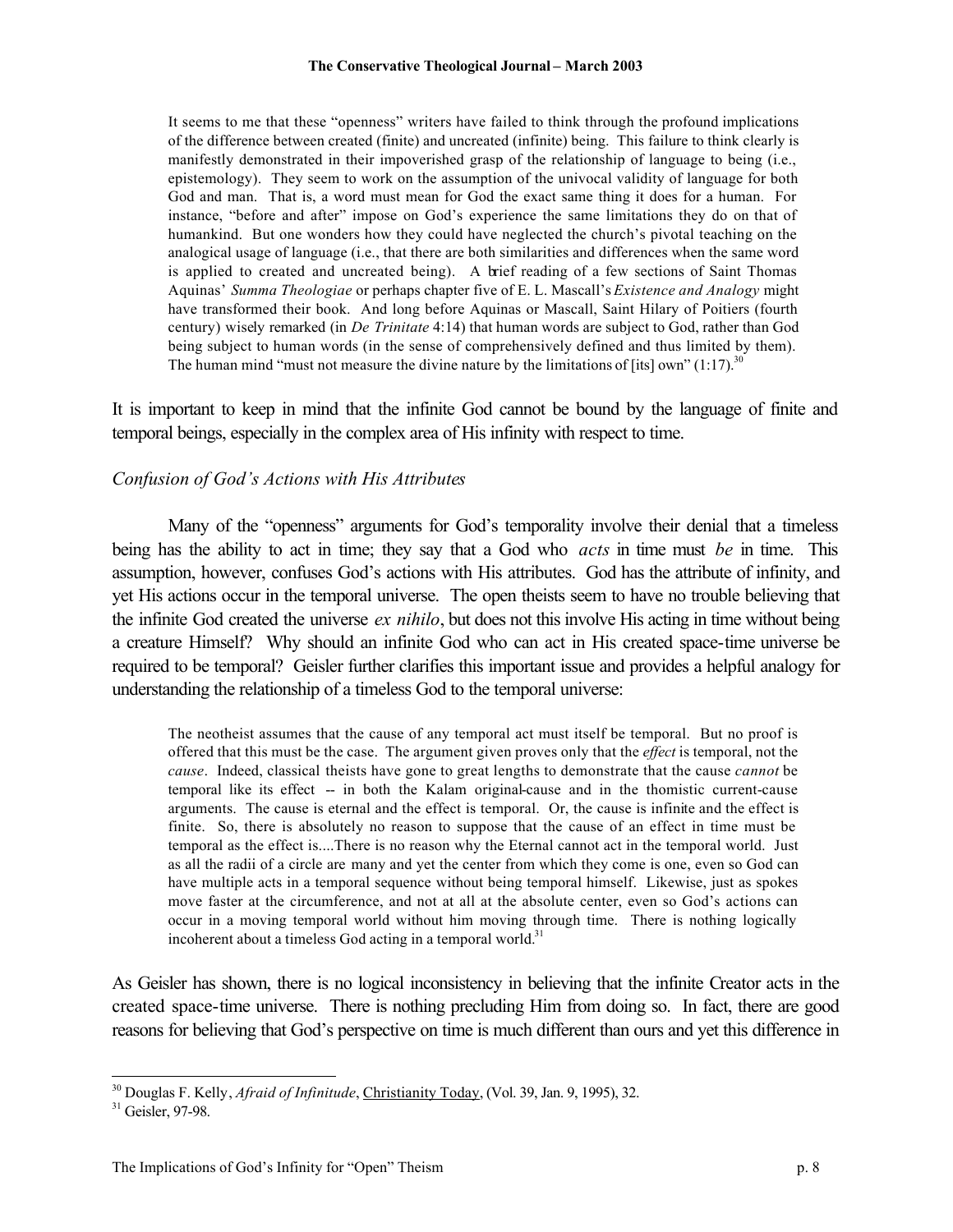> It seems to me that these "openness" writers have failed to think through the profound implications of the difference between created (finite) and uncreated (infinite) being. This failure to think clearly is manifestly demonstrated in their impoverished grasp of the relationship of language to being (i.e., epistemology). They seem to work on the assumption of the univocal validity of language for both God and man. That is, a word must mean for God the exact same thing it does for a human. For instance, "before and after" impose on God's experience the same limitations they do on that of humankind. But one wonders how they could have neglected the church's pivotal teaching on the analogical usage of language (i.e., that there are both similarities and differences when the same word is applied to created and uncreated being). A brief reading of a few sections of Saint Thomas Aquinas' *Summa Theologiae* or perhaps chapter five of E. L. Mascall's *Existence and Analogy* might have transformed their book. And long before Aquinas or Mascall, Saint Hilary of Poitiers (fourth century) wisely remarked (in *De Trinitate* 4:14) that human words are subject to God, rather than God being subject to human words (in the sense of comprehensively defined and thus limited by them). The human mind "must not measure the divine nature by the limitations of [its] own" (1:17).[30]

It is important to keep in mind that the infinite God cannot be bound by the language of finite and temporal beings, especially in the complex area of His infinity with respect to time.

### *Confusion of God's Actions with His Attributes*

Many of the "openness" arguments for God's temporality involve their denial that a timeless being has the ability to act in time; they say that a God who *acts* in time must *be* in time. This assumption, however, confuses God's actions with His attributes. God has the attribute of infinity, and yet His actions occur in the temporal universe. The open theists seem to have no trouble believing that the infinite God created the universe *ex nihilo*, but does not this involve His acting in time without being a creature Himself? Why should an infinite God who can act in His created space-time universe be required to be temporal? Geisler further clarifies this important issue and provides a helpful analogy for understanding the relationship of a timeless God to the temporal universe:

> The neotheist assumes that the cause of any temporal act must itself be temporal. But no proof is offered that this must be the case. The argument given proves only that the *effect* is temporal, not the *cause*. Indeed, classical theists have gone to great lengths to demonstrate that the cause *cannot* be temporal like its effect -- in both the Kalam original-cause and in the thomistic current-cause arguments. The cause is eternal and the effect is temporal. Or, the cause is infinite and the effect is finite. So, there is absolutely no reason to suppose that the cause of an effect in time must be temporal as the effect is....There is no reason why the Eternal cannot act in the temporal world. Just as all the radii of a circle are many and yet the center from which they come is one, even so God can have multiple acts in a temporal sequence without being temporal himself. Likewise, just as spokes move faster at the circumference, and not at all at the absolute center, even so God's actions can occur in a moving temporal world without him moving through time. There is nothing logically incoherent about a timeless God acting in a temporal world.[31]

As Geisler has shown, there is no logical inconsistency in believing that the infinite Creator acts in the created space-time universe. There is nothing precluding Him from doing so. In fact, there are good reasons for believing that God's perspective on time is much different than ours and yet this difference in

---

[30] Douglas F. Kelly, *Afraid of Infinitude*, Christianity Today, (Vol. 39, Jan. 9, 1995), 32.

[31] Geisler, 97-98.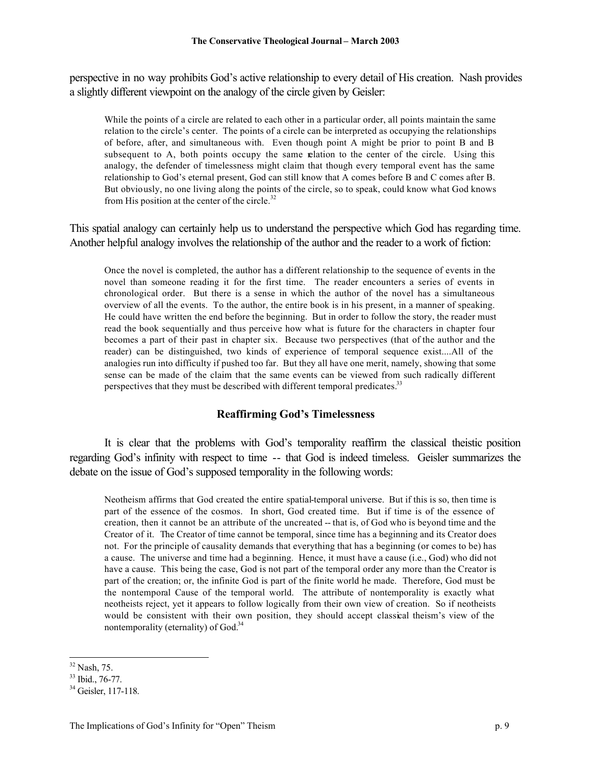perspective in no way prohibits God's active relationship to every detail of His creation. Nash provides a slightly different viewpoint on the analogy of the circle given by Geisler:

> While the points of a circle are related to each other in a particular order, all points maintain the same relation to the circle's center. The points of a circle can be interpreted as occupying the relationships of before, after, and simultaneous with. Even though point A might be prior to point B and B subsequent to A, both points occupy the same relation to the center of the circle. Using this analogy, the defender of timelessness might claim that though every temporal event has the same relationship to God's eternal present, God can still know that A comes before B and C comes after B. But obviously, no one living along the points of the circle, so to speak, could know what God knows from His position at the center of the circle.[32]

This spatial analogy can certainly help us to understand the perspective which God has regarding time. Another helpful analogy involves the relationship of the author and the reader to a work of fiction:

> Once the novel is completed, the author has a different relationship to the sequence of events in the novel than someone reading it for the first time. The reader encounters a series of events in chronological order. But there is a sense in which the author of the novel has a simultaneous overview of all the events. To the author, the entire book is in his present, in a manner of speaking. He could have written the end before the beginning. But in order to follow the story, the reader must read the book sequentially and thus perceive how what is future for the characters in chapter four becomes a part of their past in chapter six. Because two perspectives (that of the author and the reader) can be distinguished, two kinds of experience of temporal sequence exist....All of the analogies run into difficulty if pushed too far. But they all have one merit, namely, showing that some sense can be made of the claim that the same events can be viewed from such radically different perspectives that they must be described with different temporal predicates.[33]

### Reaffirming God's Timelessness

It is clear that the problems with God's temporality reaffirm the classical theistic position regarding God's infinity with respect to time -- that God is indeed timeless. Geisler summarizes the debate on the issue of God's supposed temporality in the following words:

> Neotheism affirms that God created the entire spatial-temporal universe. But if this is so, then time is part of the essence of the cosmos. In short, God created time. But if time is of the essence of creation, then it cannot be an attribute of the uncreated -- that is, of God who is beyond time and the Creator of it. The Creator of time cannot be temporal, since time has a beginning and its Creator does not. For the principle of causality demands that everything that has a beginning (or comes to be) has a cause. The universe and time had a beginning. Hence, it must have a cause (i.e., God) who did not have a cause. This being the case, God is not part of the temporal order any more than the Creator is part of the creation; or, the infinite God is part of the finite world he made. Therefore, God must be the nontemporal Cause of the temporal world. The attribute of nontemporality is exactly what neotheists reject, yet it appears to follow logically from their own view of creation. So if neotheists would be consistent with their own position, they should accept classical theism's view of the nontemporality (eternality) of God.[34]

---

[32] Nash, 75.

[33] Ibid., 76-77.

[34] Geisler, 117-118.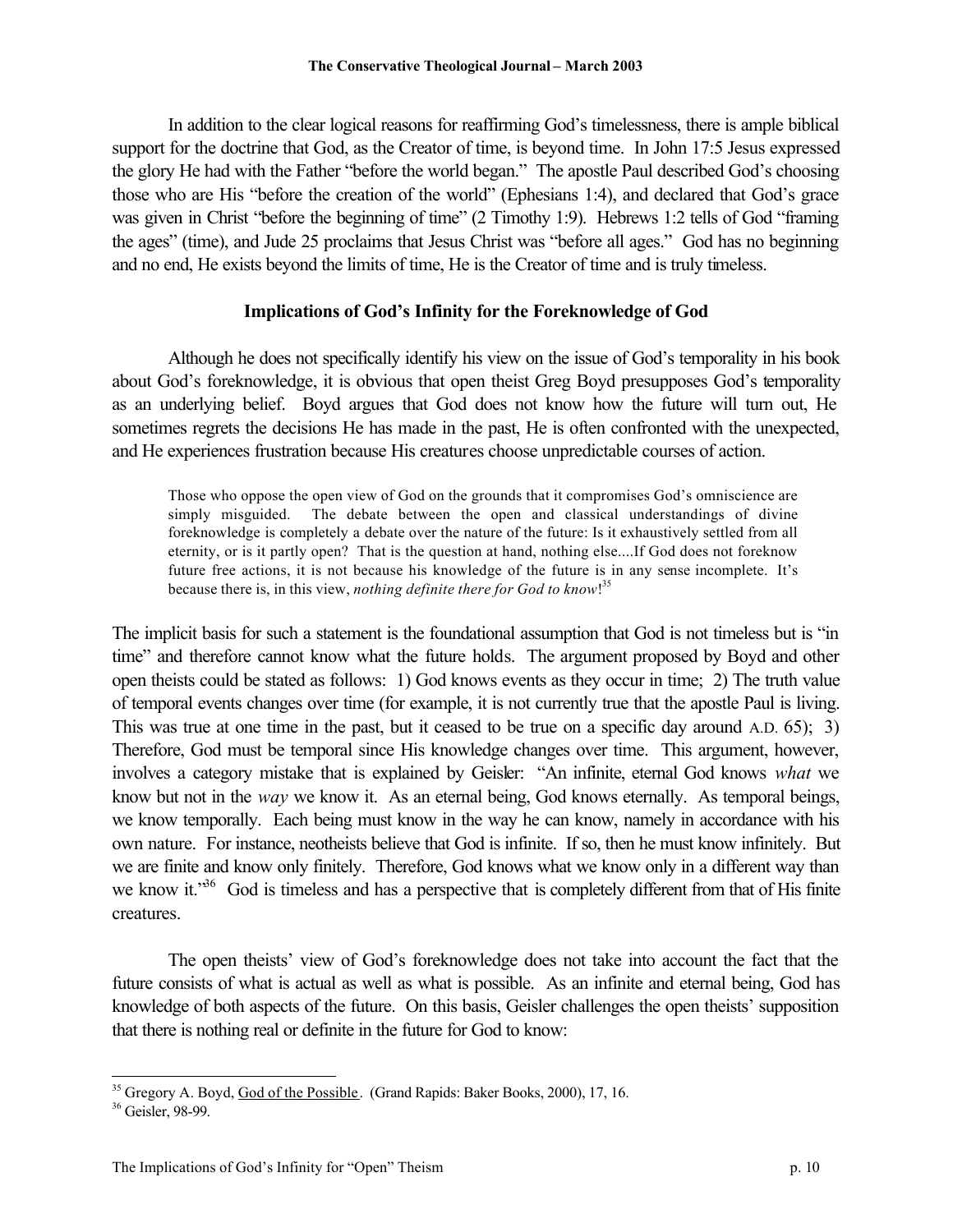In addition to the clear logical reasons for reaffirming God's timelessness, there is ample biblical support for the doctrine that God, as the Creator of time, is beyond time. In John 17:5 Jesus expressed the glory He had with the Father "before the world began." The apostle Paul described God's choosing those who are His "before the creation of the world" (Ephesians 1:4), and declared that God's grace was given in Christ "before the beginning of time" (2 Timothy 1:9). Hebrews 1:2 tells of God "framing the ages" (time), and Jude 25 proclaims that Jesus Christ was "before all ages." God has no beginning and no end, He exists beyond the limits of time, He is the Creator of time and is truly timeless.

### Implications of God's Infinity for the Foreknowledge of God

Although he does not specifically identify his view on the issue of God's temporality in his book about God's foreknowledge, it is obvious that open theist Greg Boyd presupposes God's temporality as an underlying belief. Boyd argues that God does not know how the future will turn out, He sometimes regrets the decisions He has made in the past, He is often confronted with the unexpected, and He experiences frustration because His creatures choose unpredictable courses of action.

> Those who oppose the open view of God on the grounds that it compromises God's omniscience are simply misguided. The debate between the open and classical understandings of divine foreknowledge is completely a debate over the nature of the future: Is it exhaustively settled from all eternity, or is it partly open? That is the question at hand, nothing else....If God does not foreknow future free actions, it is not because his knowledge of the future is in any sense incomplete. It's because there is, in this view, *nothing definite there for God to know*![35]

The implicit basis for such a statement is the foundational assumption that God is not timeless but is "in time" and therefore cannot know what the future holds. The argument proposed by Boyd and other open theists could be stated as follows: 1) God knows events as they occur in time; 2) The truth value of temporal events changes over time (for example, it is not currently true that the apostle Paul is living. This was true at one time in the past, but it ceased to be true on a specific day around A.D. 65); 3) Therefore, God must be temporal since His knowledge changes over time. This argument, however, involves a category mistake that is explained by Geisler: "An infinite, eternal God knows *what* we know but not in the *way* we know it. As an eternal being, God knows eternally. As temporal beings, we know temporally. Each being must know in the way he can know, namely in accordance with his own nature. For instance, neotheists believe that God is infinite. If so, then he must know infinitely. But we are finite and know only finitely. Therefore, God knows what we know only in a different way than we know it."[36] God is timeless and has a perspective that is completely different from that of His finite creatures.

The open theists' view of God's foreknowledge does not take into account the fact that the future consists of what is actual as well as what is possible. As an infinite and eternal being, God has knowledge of both aspects of the future. On this basis, Geisler challenges the open theists' supposition that there is nothing real or definite in the future for God to know:

---

[35] Gregory A. Boyd, God of the Possible. (Grand Rapids: Baker Books, 2000), 17, 16.

[36] Geisler, 98-99.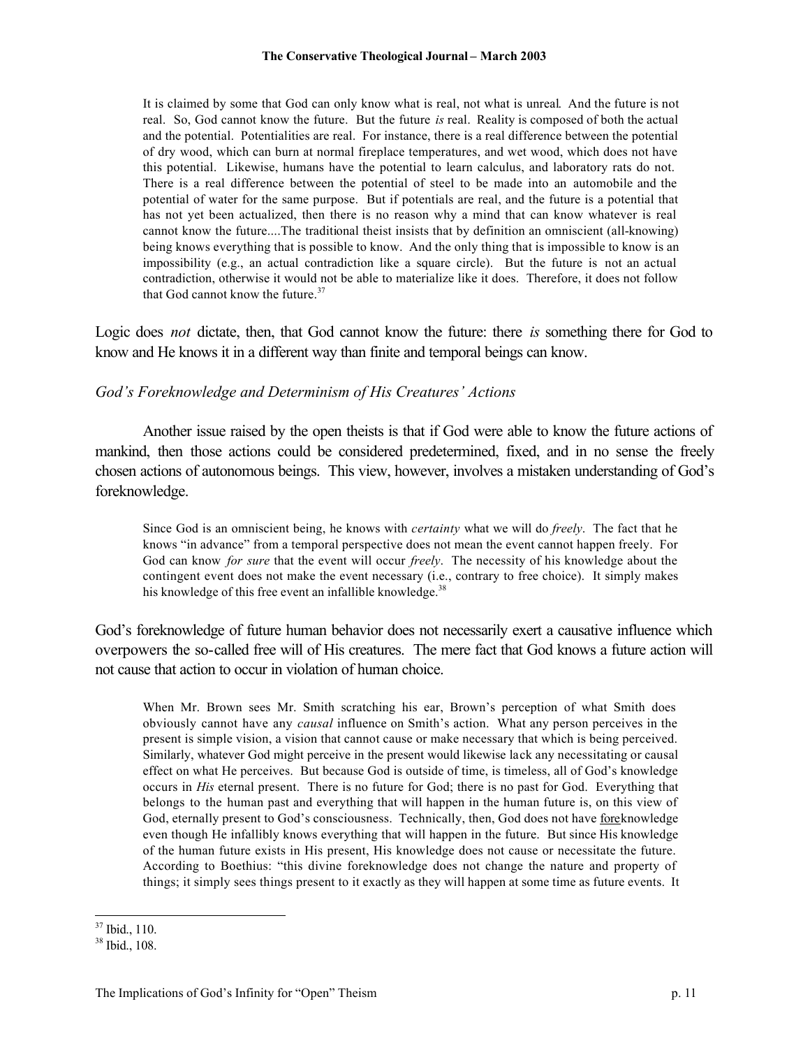> It is claimed by some that God can only know what is real, not what is unreal. And the future is not real. So, God cannot know the future. But the future *is* real. Reality is composed of both the actual and the potential. Potentialities are real. For instance, there is a real difference between the potential of dry wood, which can burn at normal fireplace temperatures, and wet wood, which does not have this potential. Likewise, humans have the potential to learn calculus, and laboratory rats do not. There is a real difference between the potential of steel to be made into an automobile and the potential of water for the same purpose. But if potentials are real, and the future is a potential that has not yet been actualized, then there is no reason why a mind that can know whatever is real cannot know the future....The traditional theist insists that by definition an omniscient (all-knowing) being knows everything that is possible to know. And the only thing that is impossible to know is an impossibility (e.g., an actual contradiction like a square circle). But the future is not an actual contradiction, otherwise it would not be able to materialize like it does. Therefore, it does not follow that God cannot know the future.[37]

Logic does *not* dictate, then, that God cannot know the future: there *is* something there for God to know and He knows it in a different way than finite and temporal beings can know.

### *God's Foreknowledge and Determinism of His Creatures' Actions*

Another issue raised by the open theists is that if God were able to know the future actions of mankind, then those actions could be considered predetermined, fixed, and in no sense the freely chosen actions of autonomous beings. This view, however, involves a mistaken understanding of God's foreknowledge.

> Since God is an omniscient being, he knows with *certainty* what we will do *freely*. The fact that he knows "in advance" from a temporal perspective does not mean the event cannot happen freely. For God can know *for sure* that the event will occur *freely*. The necessity of his knowledge about the contingent event does not make the event necessary (i.e., contrary to free choice). It simply makes his knowledge of this free event an infallible knowledge.[38]

God's foreknowledge of future human behavior does not necessarily exert a causative influence which overpowers the so-called free will of His creatures. The mere fact that God knows a future action will not cause that action to occur in violation of human choice.

> When Mr. Brown sees Mr. Smith scratching his ear, Brown's perception of what Smith does obviously cannot have any *causal* influence on Smith's action. What any person perceives in the present is simple vision, a vision that cannot cause or make necessary that which is being perceived. Similarly, whatever God might perceive in the present would likewise lack any necessitating or causal effect on what He perceives. But because God is outside of time, is timeless, all of God's knowledge occurs in *His* eternal present. There is no future for God; there is no past for God. Everything that belongs to the human past and everything that will happen in the human future is, on this view of God, eternally present to God's consciousness. Technically, then, God does not have <u>fore</u>knowledge even though He infallibly knows everything that will happen in the future. But since His knowledge of the human future exists in His present, His knowledge does not cause or necessitate the future. According to Boethius: "this divine foreknowledge does not change the nature and property of things; it simply sees things present to it exactly as they will happen at some time as future events. It

[37] Ibid., 110.

[38] Ibid., 108.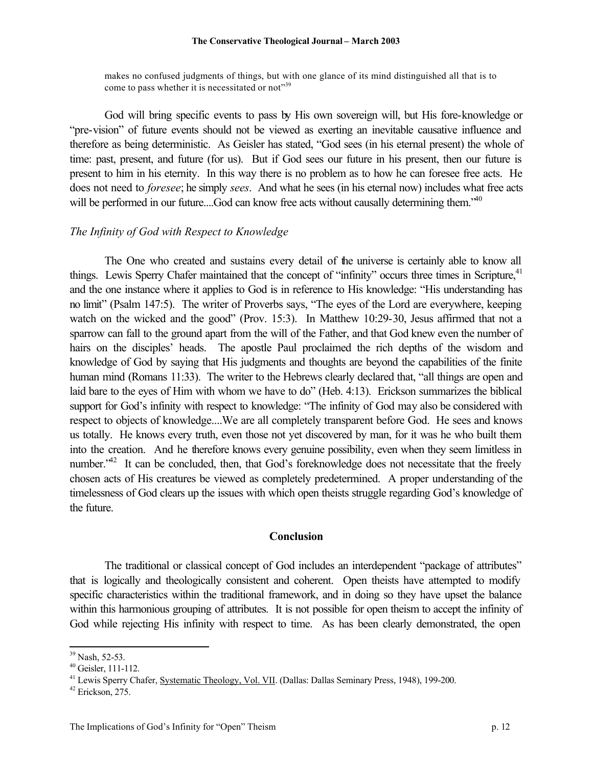makes no confused judgments of things, but with one glance of its mind distinguished all that is to come to pass whether it is necessitated or not"[39]

God will bring specific events to pass by His own sovereign will, but His fore-knowledge or "pre-vision" of future events should not be viewed as exerting an inevitable causative influence and therefore as being deterministic. As Geisler has stated, "God sees (in his eternal present) the whole of time: past, present, and future (for us). But if God sees our future in his present, then our future is present to him in his eternity. In this way there is no problem as to how he can foresee free acts. He does not need to *foresee*; he simply *sees*. And what he sees (in his eternal now) includes what free acts will be performed in our future....God can know free acts without causally determining them."[40]

*The Infinity of God with Respect to Knowledge*

The One who created and sustains every detail of the universe is certainly able to know all things. Lewis Sperry Chafer maintained that the concept of "infinity" occurs three times in Scripture,[41] and the one instance where it applies to God is in reference to His knowledge: "His understanding has no limit" (Psalm 147:5). The writer of Proverbs says, "The eyes of the Lord are everywhere, keeping watch on the wicked and the good" (Prov. 15:3). In Matthew 10:29-30, Jesus affirmed that not a sparrow can fall to the ground apart from the will of the Father, and that God knew even the number of hairs on the disciples' heads. The apostle Paul proclaimed the rich depths of the wisdom and knowledge of God by saying that His judgments and thoughts are beyond the capabilities of the finite human mind (Romans 11:33). The writer to the Hebrews clearly declared that, "all things are open and laid bare to the eyes of Him with whom we have to do" (Heb. 4:13). Erickson summarizes the biblical support for God's infinity with respect to knowledge: "The infinity of God may also be considered with respect to objects of knowledge....We are all completely transparent before God. He sees and knows us totally. He knows every truth, even those not yet discovered by man, for it was he who built them into the creation. And he therefore knows every genuine possibility, even when they seem limitless in number."[42] It can be concluded, then, that God's foreknowledge does not necessitate that the freely chosen acts of His creatures be viewed as completely predetermined. A proper understanding of the timelessness of God clears up the issues with which open theists struggle regarding God's knowledge of the future.

## Conclusion

The traditional or classical concept of God includes an interdependent "package of attributes" that is logically and theologically consistent and coherent. Open theists have attempted to modify specific characteristics within the traditional framework, and in doing so they have upset the balance within this harmonious grouping of attributes. It is not possible for open theism to accept the infinity of God while rejecting His infinity with respect to time. As has been clearly demonstrated, the open

---

[39] Nash, 52-53.

[40] Geisler, 111-112.

[41] Lewis Sperry Chafer, Systematic Theology, Vol. VII. (Dallas: Dallas Seminary Press, 1948), 199-200.

[42] Erickson, 275.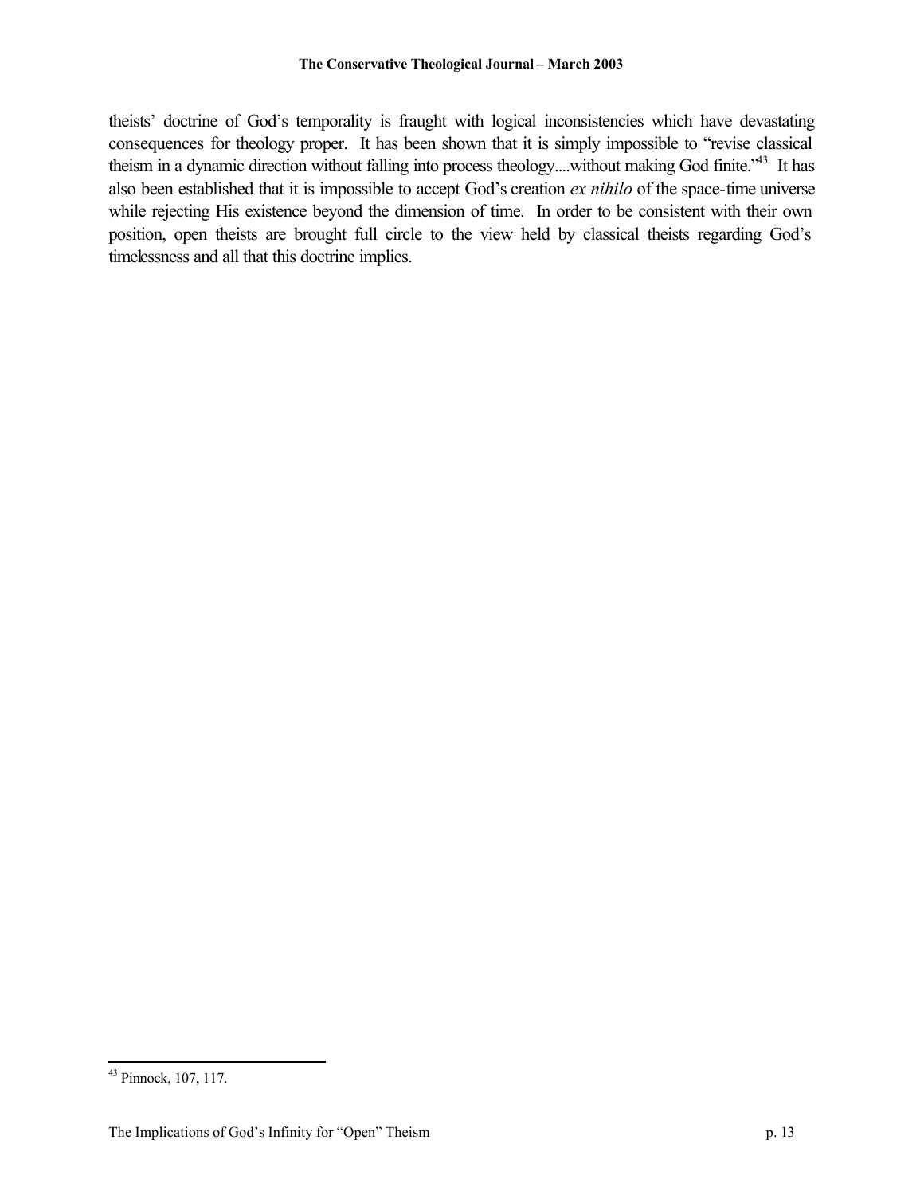theists' doctrine of God's temporality is fraught with logical inconsistencies which have devastating consequences for theology proper. It has been shown that it is simply impossible to "revise classical theism in a dynamic direction without falling into process theology....without making God finite."[43] It has also been established that it is impossible to accept God's creation *ex nihilo* of the space-time universe while rejecting His existence beyond the dimension of time. In order to be consistent with their own position, open theists are brought full circle to the view held by classical theists regarding God's timelessness and all that this doctrine implies.

---

[43] Pinnock, 107, 117.